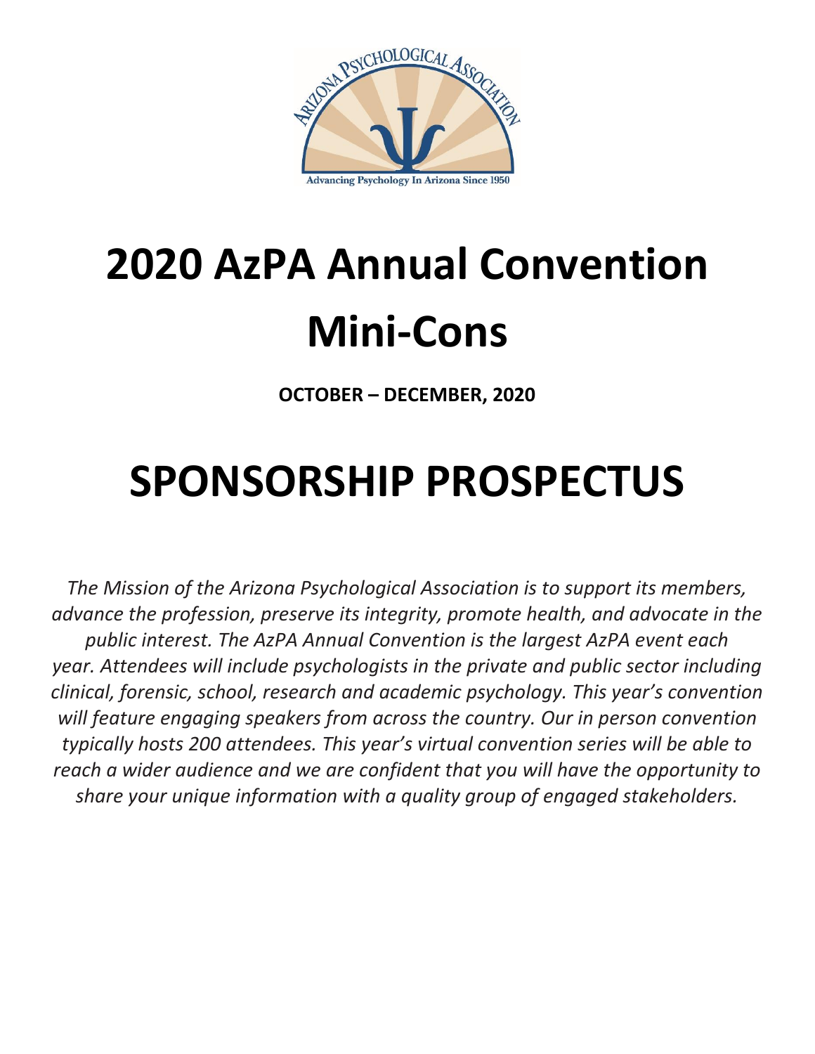# 2020 AzPA Annual Convention Mini-Cons

**OCTOBER – DECEMBER, 2020**

# SPONSORSHIP PROSPECTUS

*The Mission of the Arizona Psychological Association is to support its members, advance the profession, preserve its integrity, promote health, and advocate in the public interest. The AzPA Annual Convention is the largest AzPA event each year. Attendees will include psychologists in the private and public sector including clinical, forensic, school, research and academic psychology. This year's convention will feature engaging speakers from across the country. Our in person convention typically hosts 200 attendees. This year's virtual convention series will be able to reach a wider audience and we are confident that you will have the opportunity to share your unique information with a quality group of engaged stakeholders.*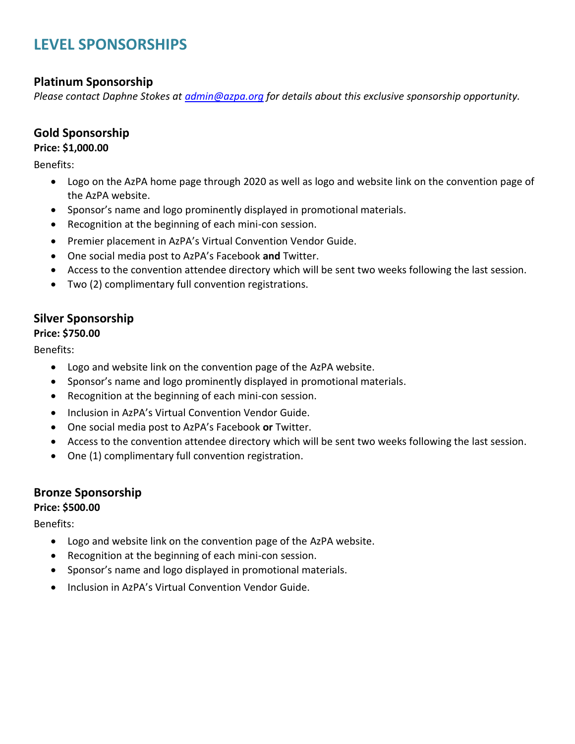# LEVEL SPONSORSHIPS

## Platinum Sponsorship

*Please contact Daphne Stokes at [admin@azpa.org](mailto:admin@azpa.org) for details about this exclusive sponsorship opportunity.*

## Gold Sponsorship

**Price: $1,000.00**

Benefits:

- Logo on the AzPA home page through 2020 as well as logo and website link on the convention page of the AzPA website.
- Sponsor's name and logo prominently displayed in promotional materials.
- Recognition at the beginning of each mini-con session.
- Premier placement in AzPA's Virtual Convention Vendor Guide.
- One social media post to AzPA's Facebook **and** Twitter.
- Access to the convention attendee directory which will be sent two weeks following the last session.
- Two (2) complimentary full convention registrations.

## Silver Sponsorship

**Price: $750.00**

Benefits:

- Logo and website link on the convention page of the AzPA website.
- Sponsor's name and logo prominently displayed in promotional materials.
- Recognition at the beginning of each mini-con session.
- Inclusion in AzPA's Virtual Convention Vendor Guide.
- One social media post to AzPA's Facebook **or** Twitter.
- Access to the convention attendee directory which will be sent two weeks following the last session.
- One (1) complimentary full convention registration.

## Bronze Sponsorship

**Price: $500.00**

Benefits:

- Logo and website link on the convention page of the AzPA website.
- Recognition at the beginning of each mini-con session.
- Sponsor's name and logo displayed in promotional materials.
- Inclusion in AzPA's Virtual Convention Vendor Guide.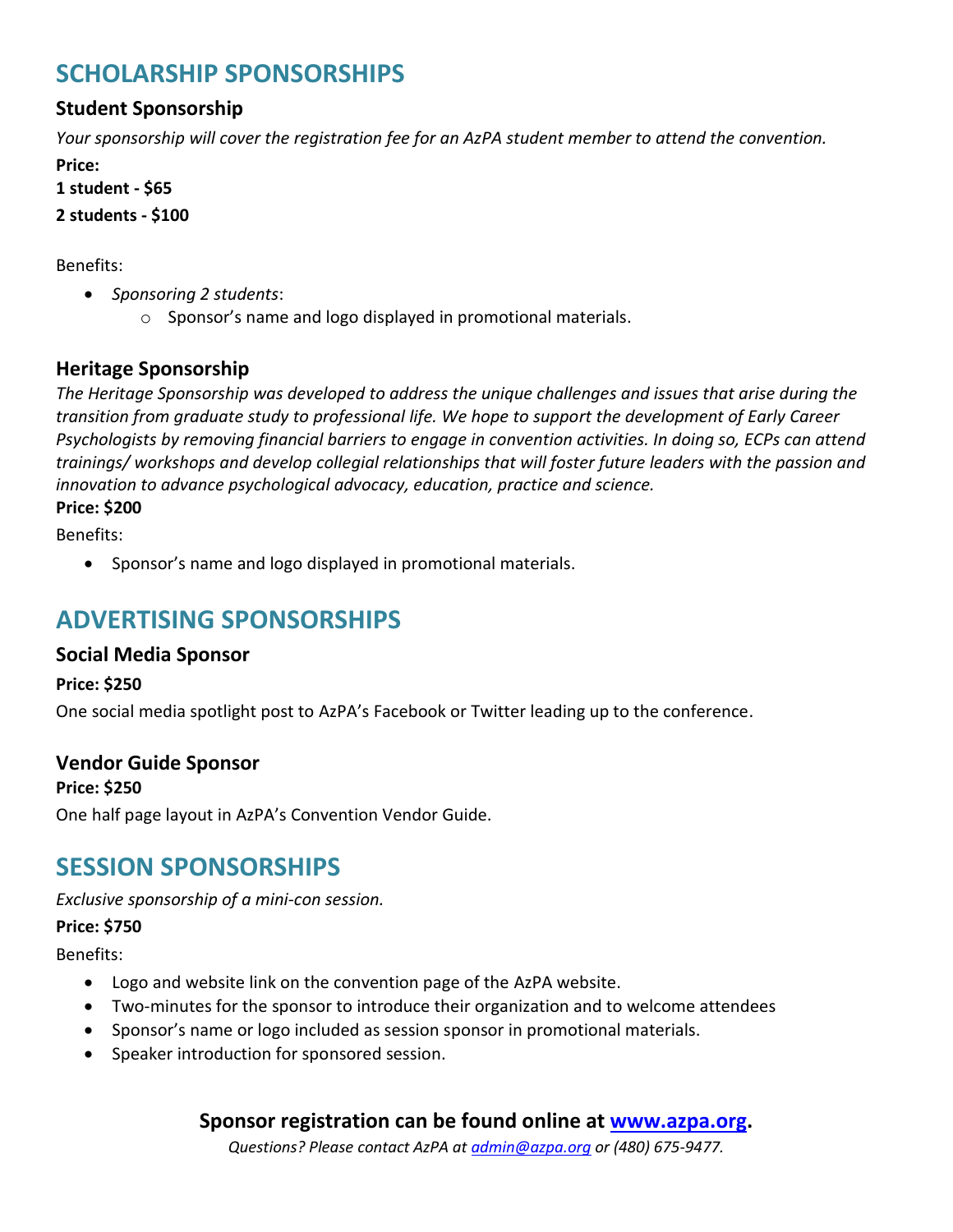## SCHOLARSHIP SPONSORSHIPS

### Student Sponsorship

*Your sponsorship will cover the registration fee for an AzPA student member to attend the convention.*

**Price:**

**1 student - $65**

**2 students - $100**

Benefits:

- *Sponsoring 2 students*:
  - Sponsor's name and logo displayed in promotional materials.

### Heritage Sponsorship

*The Heritage Sponsorship was developed to address the unique challenges and issues that arise during the transition from graduate study to professional life. We hope to support the development of Early Career Psychologists by removing financial barriers to engage in convention activities. In doing so, ECPs can attend trainings/ workshops and develop collegial relationships that will foster future leaders with the passion and innovation to advance psychological advocacy, education, practice and science.*

**Price: $200**

Benefits:

- Sponsor's name and logo displayed in promotional materials.

## ADVERTISING SPONSORSHIPS

### Social Media Sponsor

**Price: $250**

One social media spotlight post to AzPA's Facebook or Twitter leading up to the conference.

### Vendor Guide Sponsor

**Price: $250**

One half page layout in AzPA's Convention Vendor Guide.

## SESSION SPONSORSHIPS

*Exclusive sponsorship of a mini-con session.*

**Price: $750**

Benefits:

- Logo and website link on the convention page of the AzPA website.
- Two-minutes for the sponsor to introduce their organization and to welcome attendees
- Sponsor's name or logo included as session sponsor in promotional materials.
- Speaker introduction for sponsored session.

**Sponsor registration can be found online at [www.azpa.org](http://www.azpa.org).**

*Questions? Please contact AzPA at [admin@azpa.org](mailto:admin@azpa.org) or (480) 675-9477.*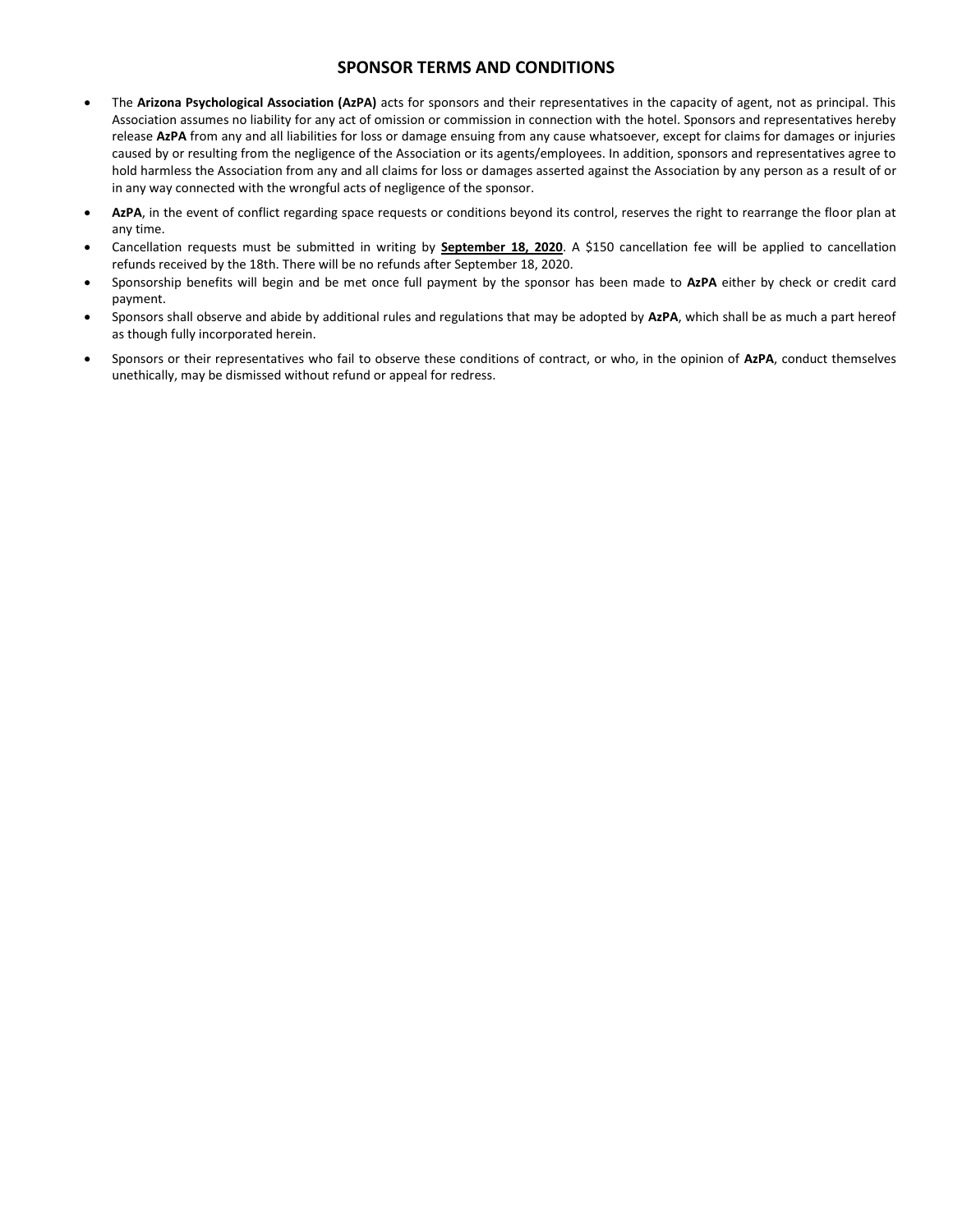## SPONSOR TERMS AND CONDITIONS

- The **Arizona Psychological Association (AzPA)** acts for sponsors and their representatives in the capacity of agent, not as principal. This Association assumes no liability for any act of omission or commission in connection with the hotel. Sponsors and representatives hereby release **AzPA** from any and all liabilities for loss or damage ensuing from any cause whatsoever, except for claims for damages or injuries caused by or resulting from the negligence of the Association or its agents/employees. In addition, sponsors and representatives agree to hold harmless the Association from any and all claims for loss or damages asserted against the Association by any person as a result of or in any way connected with the wrongful acts of negligence of the sponsor.
- **AzPA**, in the event of conflict regarding space requests or conditions beyond its control, reserves the right to rearrange the floor plan at any time.
- Cancellation requests must be submitted in writing by **September 18, 2020**. A $150 cancellation fee will be applied to cancellation refunds received by the 18th. There will be no refunds after September 18, 2020.
- Sponsorship benefits will begin and be met once full payment by the sponsor has been made to **AzPA** either by check or credit card payment.
- Sponsors shall observe and abide by additional rules and regulations that may be adopted by **AzPA**, which shall be as much a part hereof as though fully incorporated herein.
- Sponsors or their representatives who fail to observe these conditions of contract, or who, in the opinion of **AzPA**, conduct themselves unethically, may be dismissed without refund or appeal for redress.